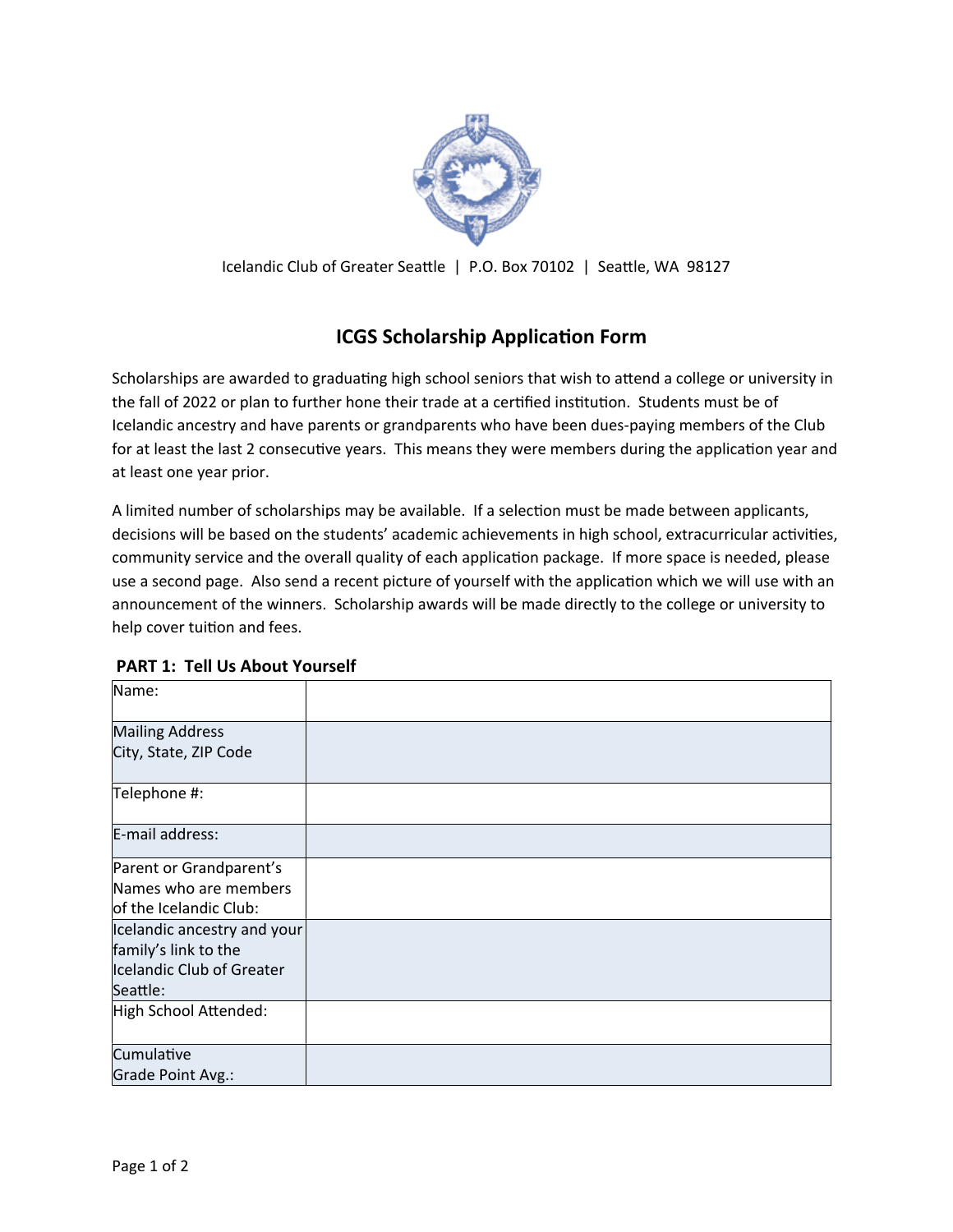Icelandic Club of Greater Seattle | P.O. Box 70102 | Seattle, WA 98127

# ICGS Scholarship Application Form

Scholarships are awarded to graduating high school seniors that wish to attend a college or university in the fall of 2022 or plan to further hone their trade at a certified institution. Students must be of Icelandic ancestry and have parents or grandparents who have been dues-paying members of the Club for at least the last 2 consecutive years. This means they were members during the application year and at least one year prior.

A limited number of scholarships may be available. If a selection must be made between applicants, decisions will be based on the students' academic achievements in high school, extracurricular activities, community service and the overall quality of each application package. If more space is needed, please use a second page. Also send a recent picture of yourself with the application which we will use with an announcement of the winners. Scholarship awards will be made directly to the college or university to help cover tuition and fees.

**PART 1: Tell Us About Yourself**

| | |
|---|---|
| Name: | |
| Mailing Address<br>City, State, ZIP Code | |
| Telephone #: | |
| E-mail address: | |
| Parent or Grandparent's Names who are members of the Icelandic Club: | |
| Icelandic ancestry and your family's link to the Icelandic Club of Greater Seattle: | |
| High School Attended: | |
| Cumulative Grade Point Avg.: | |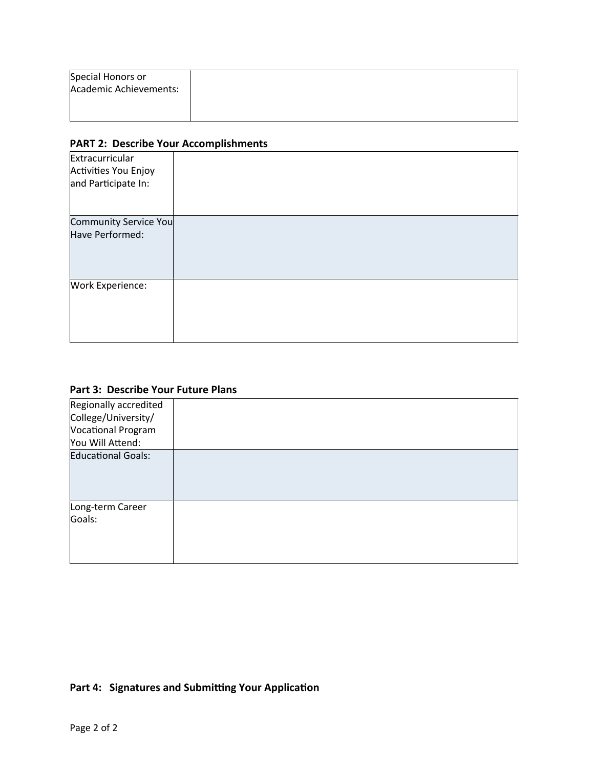| Special Honors or Academic Achievements: | |
|---|---|

**PART 2: Describe Your Accomplishments**

| Extracurricular Activities You Enjoy and Participate In: | |
|---|---|
| Community Service You Have Performed: | |
| Work Experience: | |

**Part 3: Describe Your Future Plans**

| Regionally accredited College/University/ Vocational Program You Will Attend: | |
|---|---|
| Educational Goals: | |
| Long-term Career Goals: | |

**Part 4: Signatures and Submitting Your Application**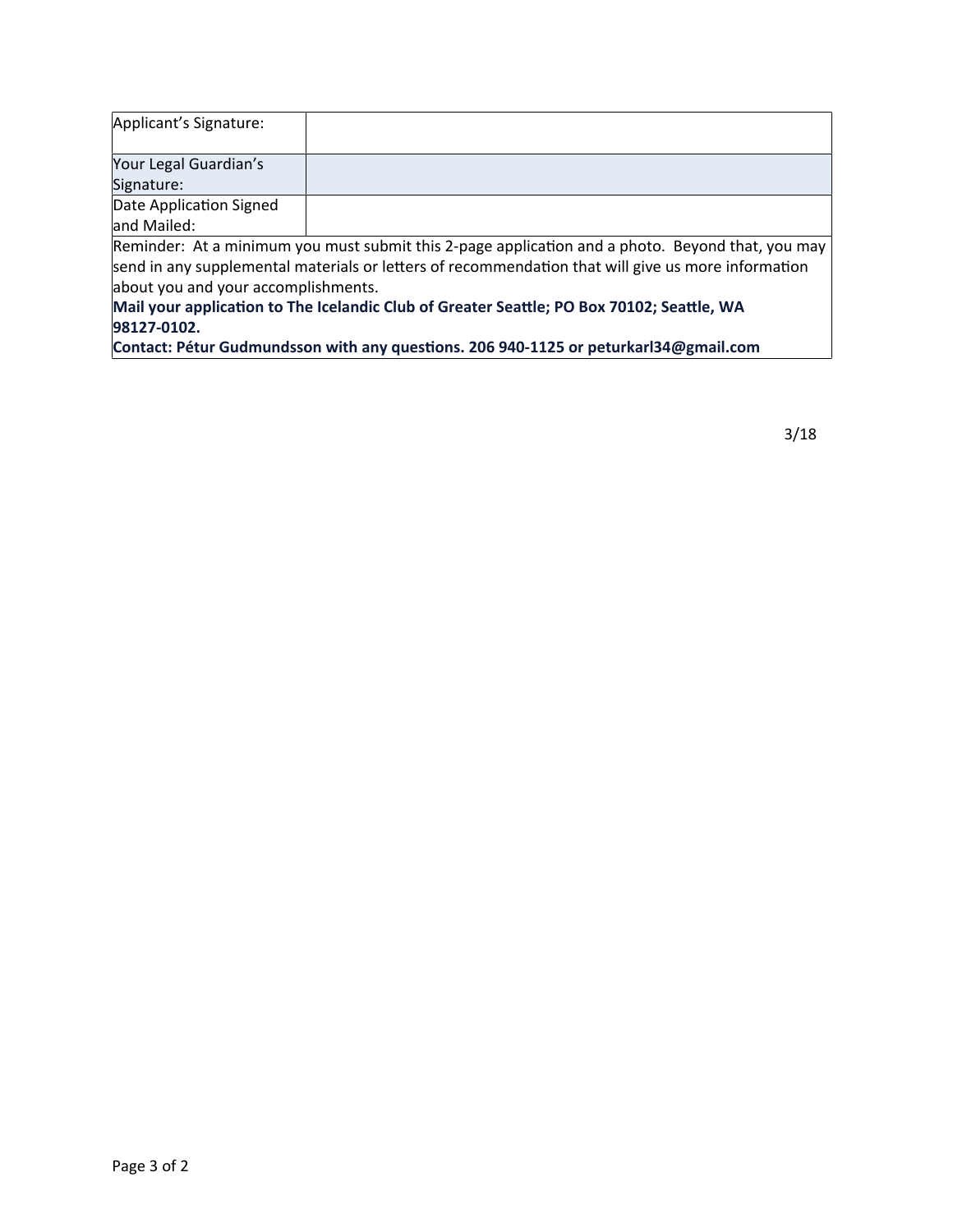| | |
|---|---|
| Applicant's Signature: | |
| Your Legal Guardian's Signature: | |
| Date Application Signed and Mailed: | |

Reminder: At a minimum you must submit this 2-page application and a photo. Beyond that, you may send in any supplemental materials or letters of recommendation that will give us more information about you and your accomplishments.

**Mail your application to The Icelandic Club of Greater Seattle; PO Box 70102; Seattle, WA 98127-0102.**

**Contact: Pétur Gudmundsson with any questions. 206 940-1125 or peturkarl34@gmail.com**

3/18